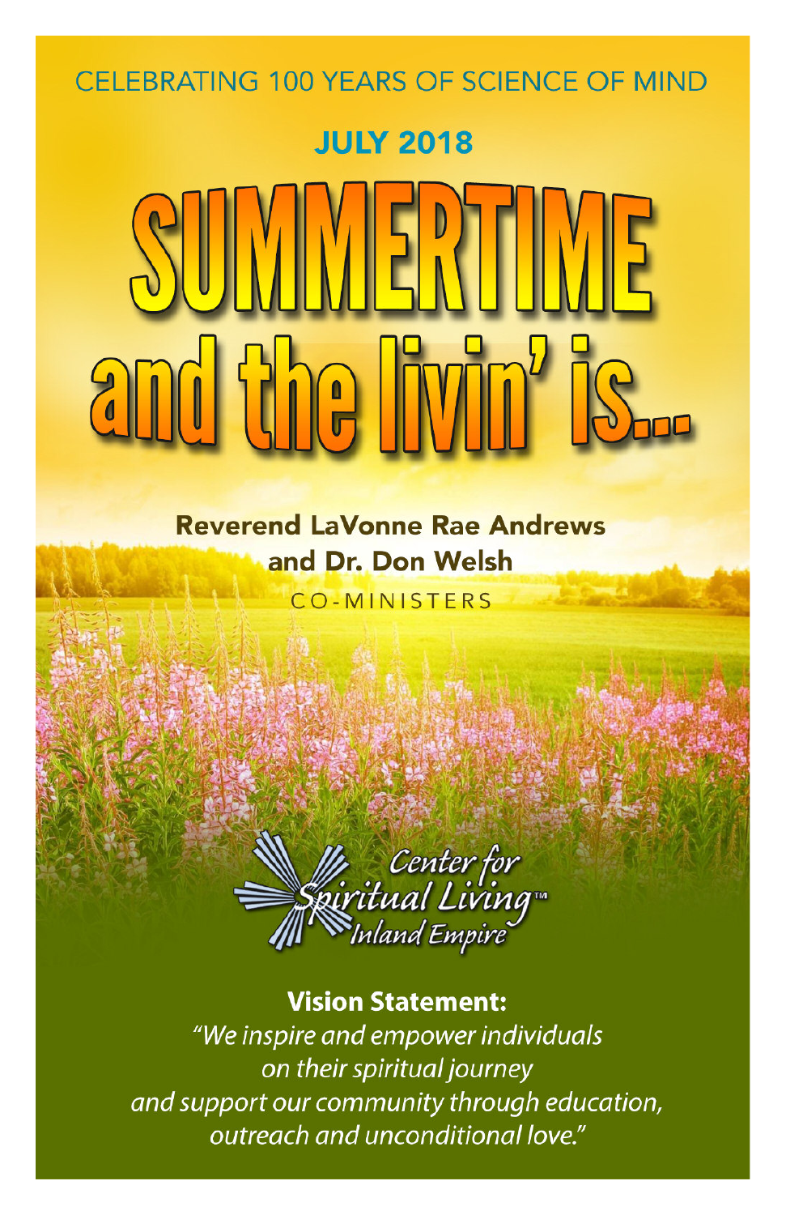CELEBRATING 100 YEARS OF SCIENCE OF MIND

**JULY 2018**

# SUMMERTIME and the livin' is...

**Reverend LaVonne Rae Andrews and Dr. Don Welsh**

CO-MINISTERS

Center for Spiritual Living™ Inland Empire

**Vision Statement:**

*"We inspire and empower individuals on their spiritual journey and support our community through education, outreach and unconditional love."*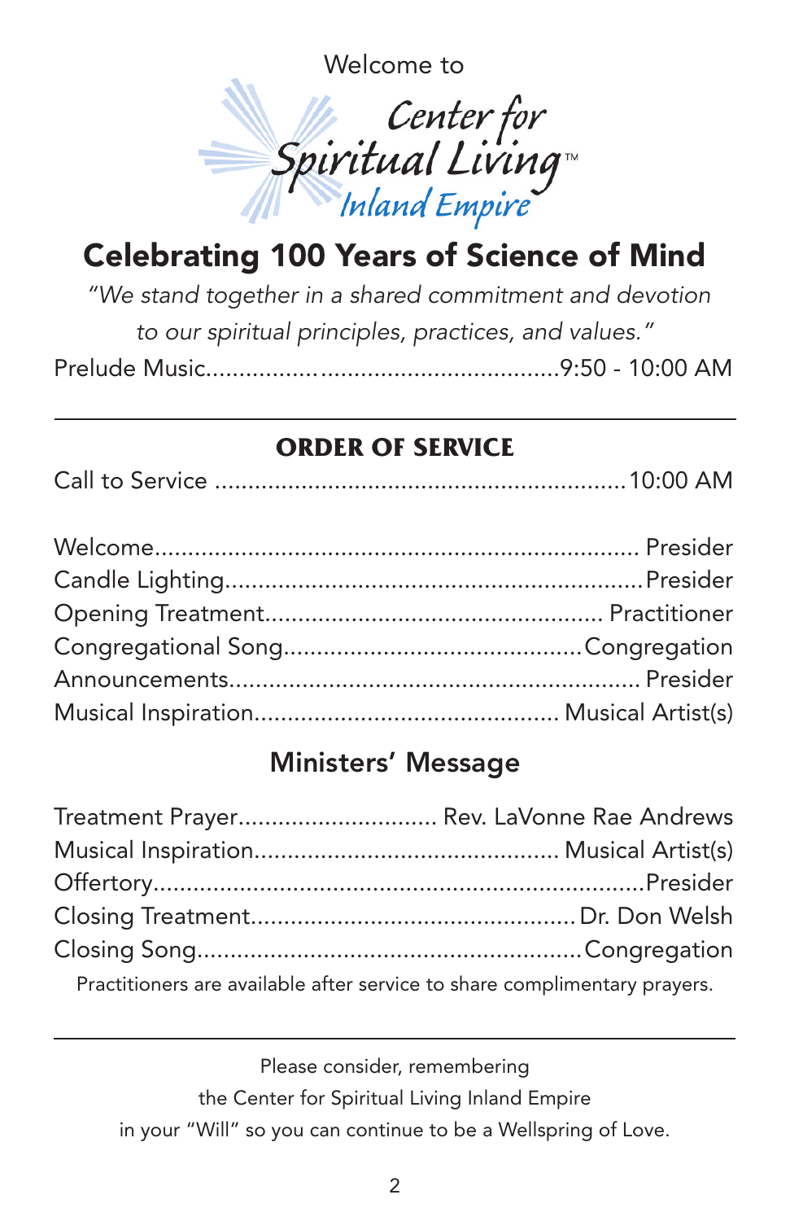Welcome to

Center for Spiritual Living™ Inland Empire

# Celebrating 100 Years of Science of Mind

*"We stand together in a shared commitment and devotion to our spiritual principles, practices, and values."*

Prelude Music........................................................9:50 - 10:00 AM

---

## ORDER OF SERVICE

Call to Service ..............................................................10:00 AM

Welcome........................................................................ Presider
Candle Lighting...............................................................Presider
Opening Treatment................................................... Practitioner
Congregational Song.............................................Congregation
Announcements............................................................. Presider
Musical Inspiration.............................................. Musical Artist(s)

## Ministers' Message

Treatment Prayer.............................. Rev. LaVonne Rae Andrews
Musical Inspiration.............................................. Musical Artist(s)
Offertory..........................................................................Presider
Closing Treatment.................................................Dr. Don Welsh
Closing Song........................................................Congregation

Practitioners are available after service to share complimentary prayers.

---

Please consider, remembering the Center for Spiritual Living Inland Empire in your "Will" so you can continue to be a Wellspring of Love.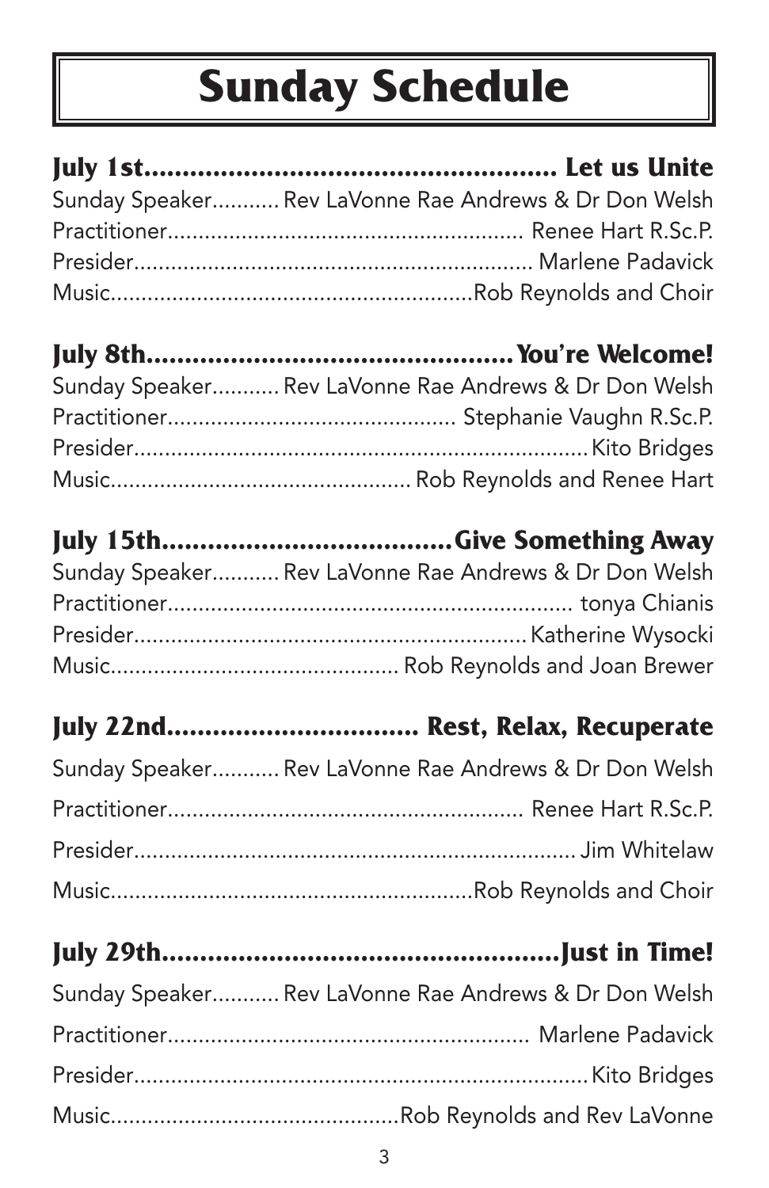# Sunday Schedule

## July 1st.................................................. Let us Unite

Sunday Speaker........... Rev LaVonne Rae Andrews & Dr Don Welsh
Practitioner........................................................ Renee Hart R.Sc.P.
Presider............................................................... Marlene Padavick
Music........................................................Rob Reynolds and Choir

## July 8th..............................................You're Welcome!

Sunday Speaker........... Rev LaVonne Rae Andrews & Dr Don Welsh
Practitioner............................................... Stephanie Vaughn R.Sc.P.
Presider.......................................................................Kito Bridges
Music................................................ Rob Reynolds and Renee Hart

## July 15th.....................................Give Something Away

Sunday Speaker........... Rev LaVonne Rae Andrews & Dr Don Welsh
Practitioner................................................................. tonya Chianis
Presider.............................................................. Katherine Wysocki
Music.............................................. Rob Reynolds and Joan Brewer

## July 22nd................................ Rest, Relax, Recuperate

Sunday Speaker........... Rev LaVonne Rae Andrews & Dr Don Welsh
Practitioner........................................................ Renee Hart R.Sc.P.
Presider...................................................................... Jim Whitelaw
Music........................................................Rob Reynolds and Choir

## July 29th..................................................Just in Time!

Sunday Speaker........... Rev LaVonne Rae Andrews & Dr Don Welsh
Practitioner......................................................... Marlene Padavick
Presider.......................................................................Kito Bridges
Music..............................................Rob Reynolds and Rev LaVonne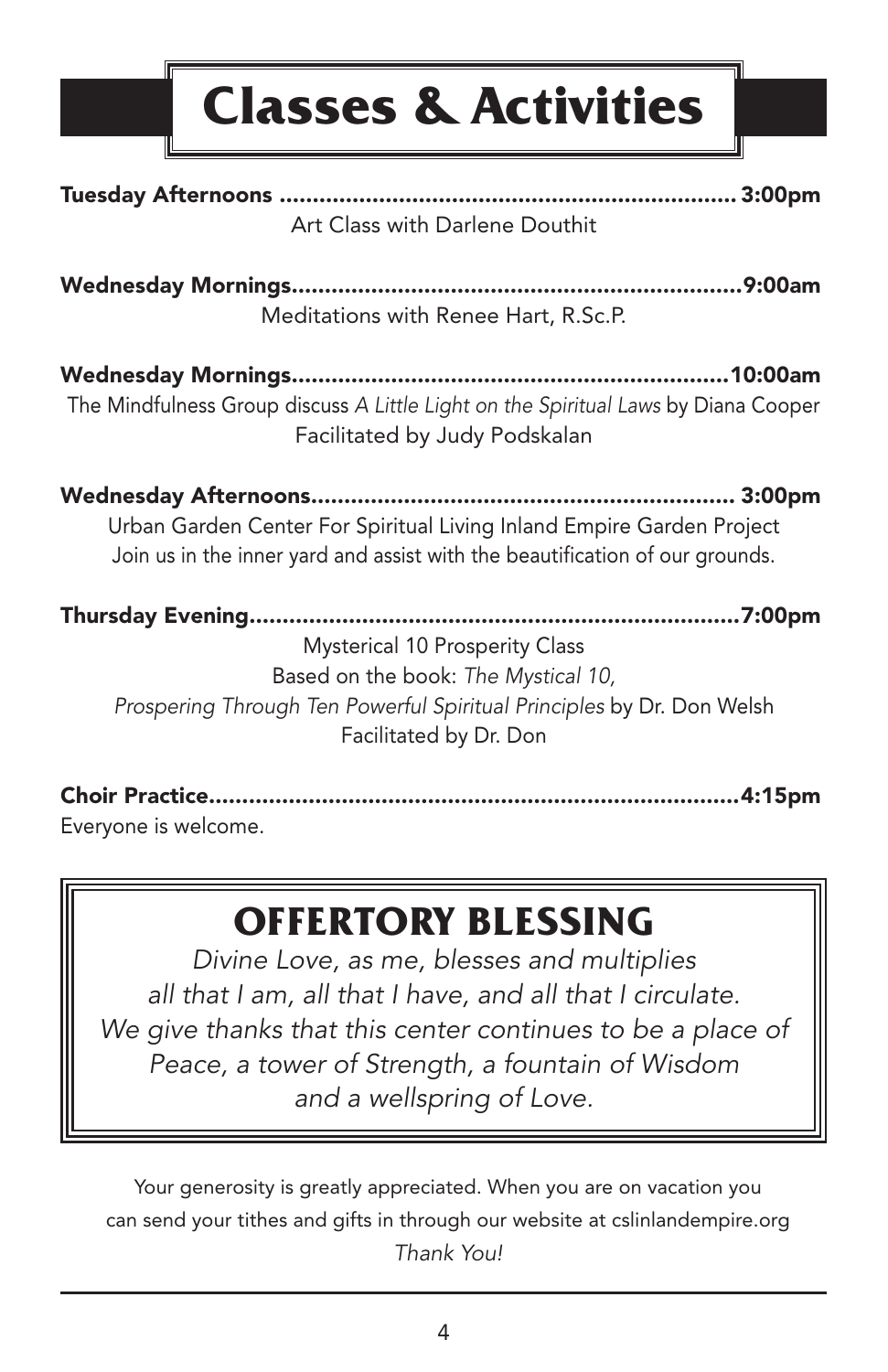# Classes & Activities

**Tuesday Afternoons .................................................................... 3:00pm**
Art Class with Darlene Douthit

**Wednesday Mornings....................................................................9:00am**
Meditations with Renee Hart, R.Sc.P.

**Wednesday Mornings..................................................................10:00am**
The Mindfulness Group discuss *A Little Light on the Spiritual Laws* by Diana Cooper
Facilitated by Judy Podskalan

**Wednesday Afternoons............................................................... 3:00pm**
Urban Garden Center For Spiritual Living Inland Empire Garden Project
Join us in the inner yard and assist with the beautification of our grounds.

**Thursday Evening.........................................................................7:00pm**
Mysterical 10 Prosperity Class
Based on the book: *The Mystical 10, Prospering Through Ten Powerful Spiritual Principles* by Dr. Don Welsh
Facilitated by Dr. Don

**Choir Practice................................................................................4:15pm**
Everyone is welcome.

## OFFERTORY BLESSING

*Divine Love, as me, blesses and multiplies*
*all that I am, all that I have, and all that I circulate.*
*We give thanks that this center continues to be a place of*
*Peace, a tower of Strength, a fountain of Wisdom*
*and a wellspring of Love.*

Your generosity is greatly appreciated. When you are on vacation you can send your tithes and gifts in through our website at cslinlandempire.org
*Thank You!*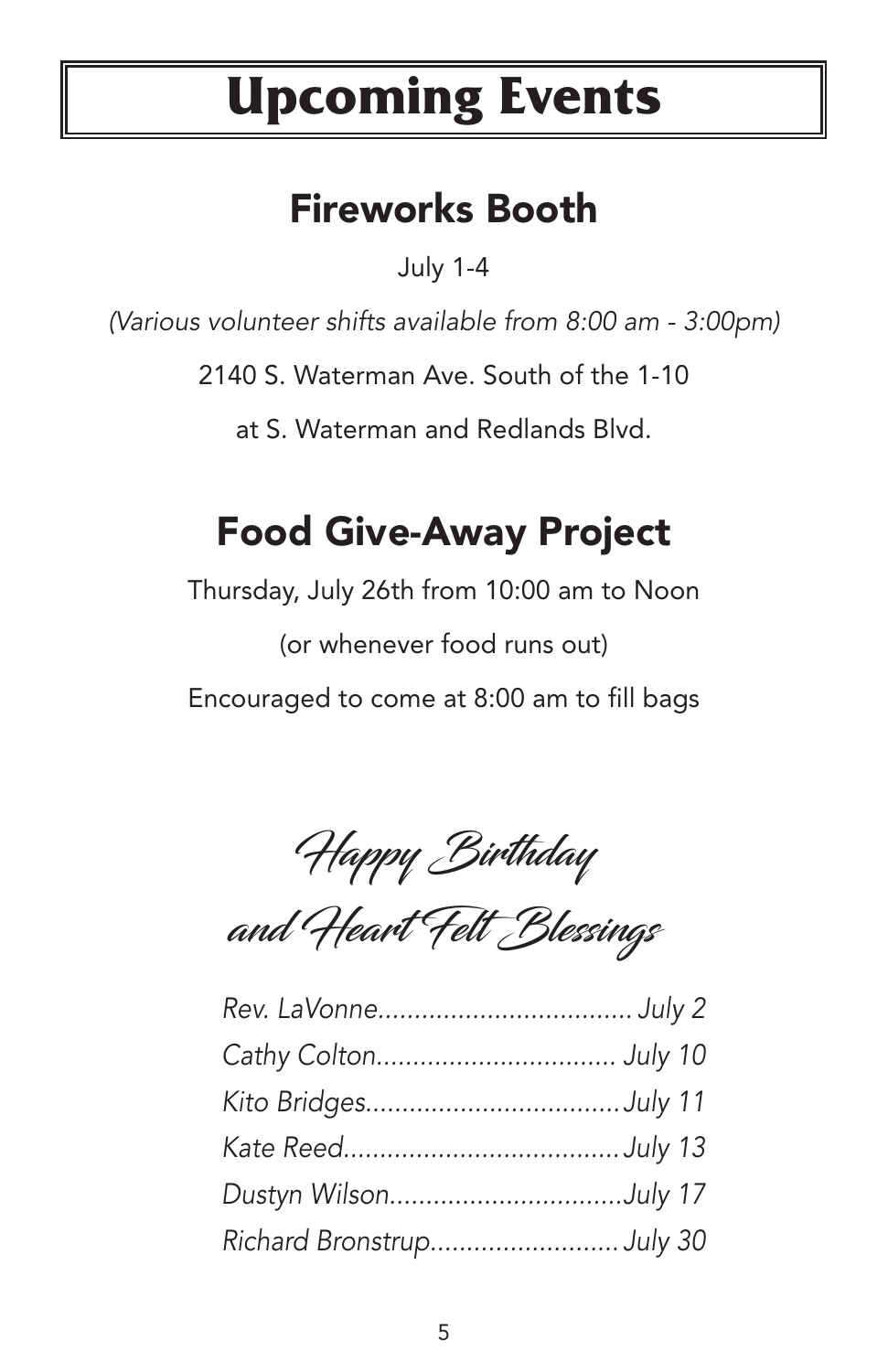# Upcoming Events

## Fireworks Booth

July 1-4

*(Various volunteer shifts available from 8:00 am - 3:00pm)*

2140 S. Waterman Ave. South of the 1-10

at S. Waterman and Redlands Blvd.

## Food Give-Away Project

Thursday, July 26th from 10:00 am to Noon

(or whenever food runs out)

Encouraged to come at 8:00 am to fill bags

## *Happy Birthday and Heart Felt Blessings*

*Rev. LaVonne.................................. July 2*

*Cathy Colton................................. July 10*

*Kito Bridges.................................. July 11*

*Kate Reed...................................... July 13*

*Dustyn Wilson................................ July 17*

*Richard Bronstrup......................... July 30*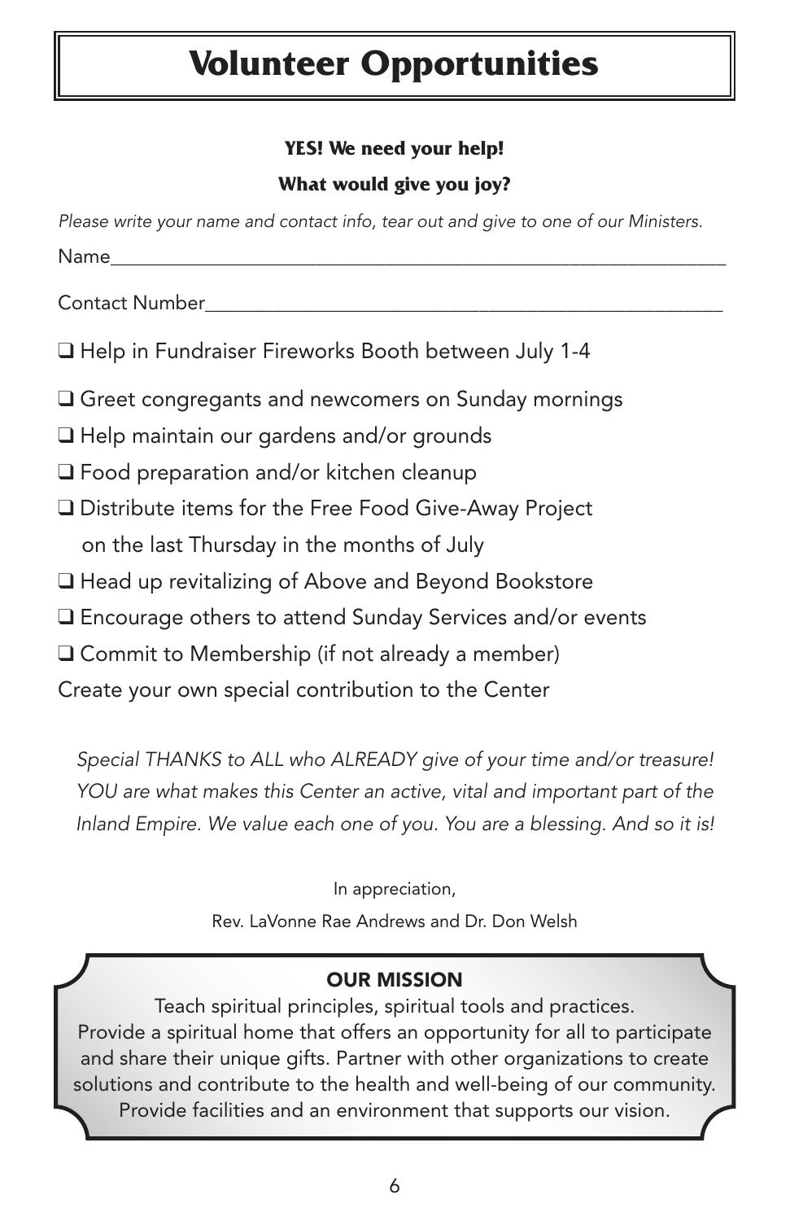# Volunteer Opportunities

**YES! We need your help!**

**What would give you joy?**

*Please write your name and contact info, tear out and give to one of our Ministers.*

Name_______________________________________________________________

Contact Number______________________________________________________

- ❑ Help in Fundraiser Fireworks Booth between July 1-4
- ❑ Greet congregants and newcomers on Sunday mornings
- ❑ Help maintain our gardens and/or grounds
- ❑ Food preparation and/or kitchen cleanup
- ❑ Distribute items for the Free Food Give-Away Project on the last Thursday in the months of July
- ❑ Head up revitalizing of Above and Beyond Bookstore
- ❑ Encourage others to attend Sunday Services and/or events
- ❑ Commit to Membership (if not already a member)

Create your own special contribution to the Center

*Special THANKS to ALL who ALREADY give of your time and/or treasure! YOU are what makes this Center an active, vital and important part of the Inland Empire. We value each one of you. You are a blessing. And so it is!*

In appreciation,

Rev. LaVonne Rae Andrews and Dr. Don Welsh

**OUR MISSION**

Teach spiritual principles, spiritual tools and practices. Provide a spiritual home that offers an opportunity for all to participate and share their unique gifts. Partner with other organizations to create solutions and contribute to the health and well-being of our community. Provide facilities and an environment that supports our vision.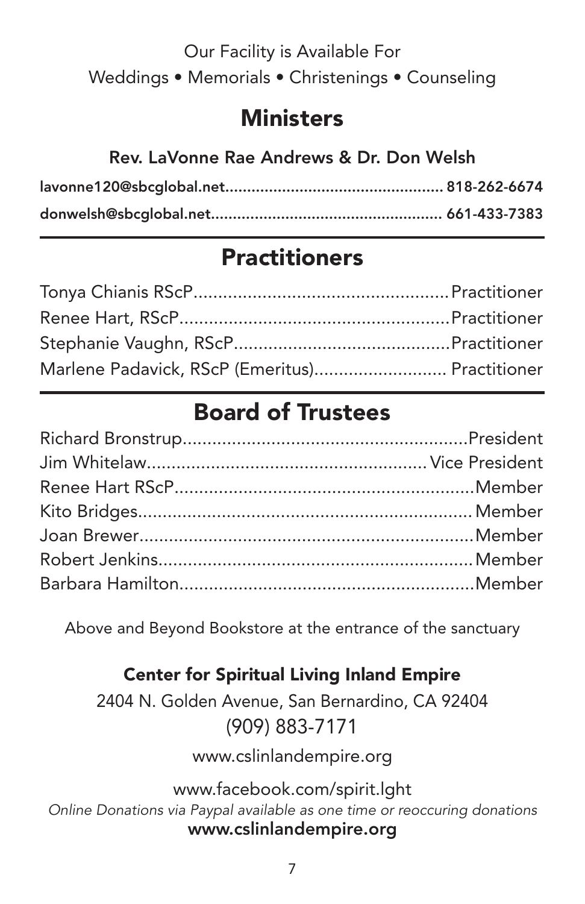Our Facility is Available For
Weddings • Memorials • Christenings • Counseling

## Ministers

**Rev. LaVonne Rae Andrews & Dr. Don Welsh**

**lavonne120@sbcglobal.net................................................ 818-262-6674**

**donwelsh@sbcglobal.net................................................... 661-433-7383**

## Practitioners

Tonya Chianis RScP....................................................Practitioner
Renee Hart, RScP.......................................................Practitioner
Stephanie Vaughn, RScP............................................Practitioner
Marlene Padavick, RScP (Emeritus).......................... Practitioner

## Board of Trustees

Richard Bronstrup.........................................................President
Jim Whitelaw........................................................ Vice President
Renee Hart RScP.............................................................Member
Kito Bridges....................................................................Member
Joan Brewer....................................................................Member
Robert Jenkins................................................................Member
Barbara Hamilton............................................................Member

Above and Beyond Bookstore at the entrance of the sanctuary

**Center for Spiritual Living Inland Empire**

2404 N. Golden Avenue, San Bernardino, CA 92404
(909) 883-7171

www.cslinlandempire.org

www.facebook.com/spirit.lght

*Online Donations via Paypal available as one time or reoccuring donations*

**www.cslinlandempire.org**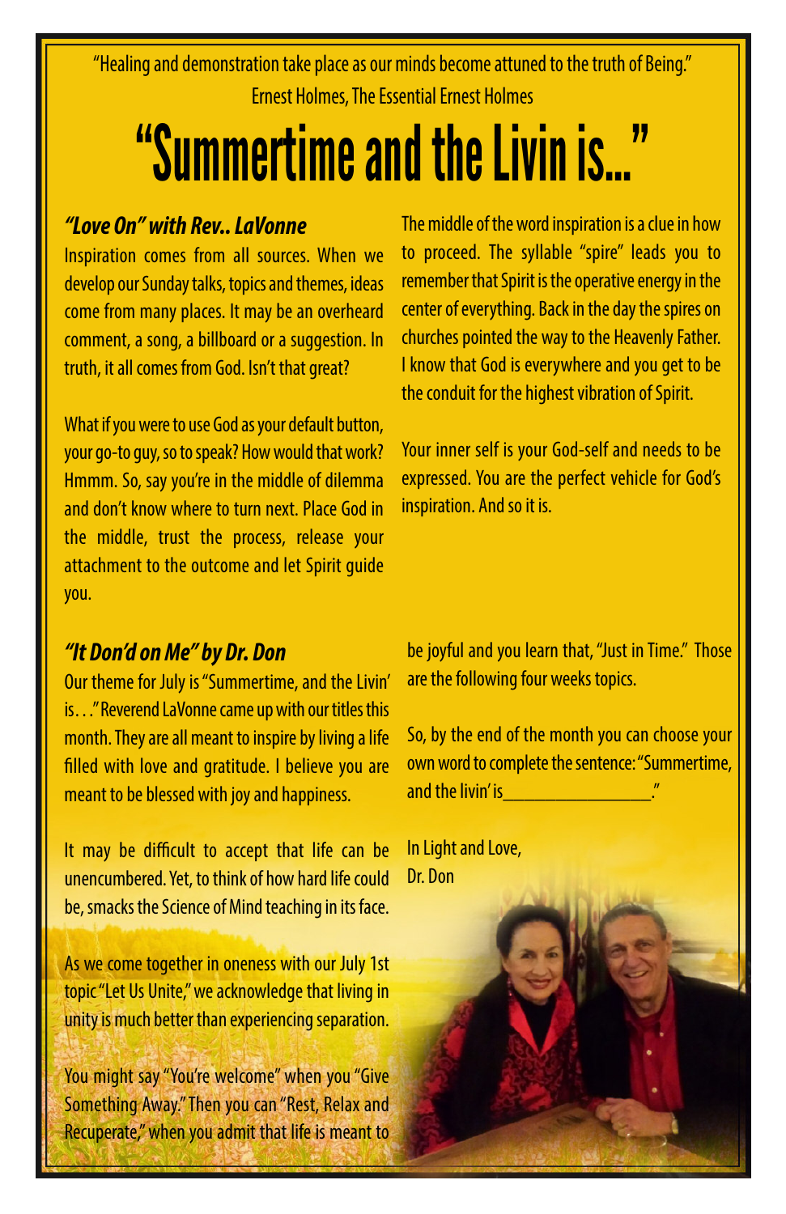"Healing and demonstration take place as our minds become attuned to the truth of Being."
Ernest Holmes, The Essential Ernest Holmes

# "Summertime and the Livin is..."

## *"Love On" with Rev.. LaVonne*

Inspiration comes from all sources. When we develop our Sunday talks, topics and themes, ideas come from many places. It may be an overheard comment, a song, a billboard or a suggestion. In truth, it all comes from God. Isn't that great?

What if you were to use God as your default button, your go-to guy, so to speak? How would that work? Hmmm. So, say you're in the middle of dilemma and don't know where to turn next. Place God in the middle, trust the process, release your attachment to the outcome and let Spirit guide you.

The middle of the word inspiration is a clue in how to proceed. The syllable "spire" leads you to remember that Spirit is the operative energy in the center of everything. Back in the day the spires on churches pointed the way to the Heavenly Father. I know that God is everywhere and you get to be the conduit for the highest vibration of Spirit.

Your inner self is your God-self and needs to be expressed. You are the perfect vehicle for God's inspiration. And so it is.

## *"It Don'd on Me" by Dr. Don*

Our theme for July is "Summertime, and the Livin' is. . ." Reverend LaVonne came up with our titles this month. They are all meant to inspire by living a life filled with love and gratitude. I believe you are meant to be blessed with joy and happiness.

It may be difficult to accept that life can be unencumbered. Yet, to think of how hard life could be, smacks the Science of Mind teaching in its face.

As we come together in oneness with our July 1st topic "Let Us Unite," we acknowledge that living in unity is much better than experiencing separation.

You might say "You're welcome" when you "Give Something Away." Then you can "Rest, Relax and Recuperate," when you admit that life is meant to be joyful and you learn that, "Just in Time." Those are the following four weeks topics.

So, by the end of the month you can choose your own word to complete the sentence: "Summertime, and the livin' is_________________."

In Light and Love,
Dr. Don